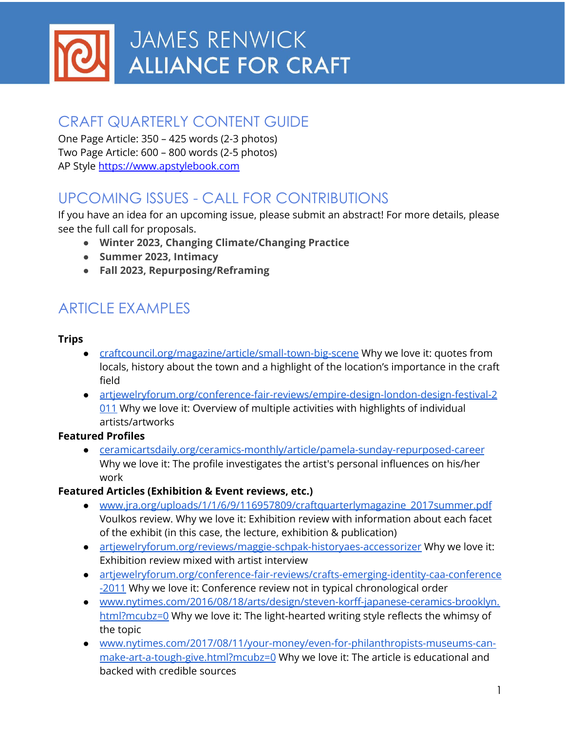# JAMES RENWICK ALLIANCE FOR CRAFT

## CRAFT QUARTERLY CONTENT GUIDE

One Page Article: 350 – 425 words (2-3 photos)
Two Page Article: 600 – 800 words (2-5 photos)
AP Style https://www.apstylebook.com

## UPCOMING ISSUES - CALL FOR CONTRIBUTIONS

If you have an idea for an upcoming issue, please submit an abstract! For more details, please see the full call for proposals.

- **Winter 2023, Changing Climate/Changing Practice**
- **Summer 2023, Intimacy**
- **Fall 2023, Repurposing/Reframing**

## ARTICLE EXAMPLES

**Trips**

- craftcouncil.org/magazine/article/small-town-big-scene Why we love it: quotes from locals, history about the town and a highlight of the location's importance in the craft field
- artjewelryforum.org/conference-fair-reviews/empire-design-london-design-festival-2011 Why we love it: Overview of multiple activities with highlights of individual artists/artworks

**Featured Profiles**

- ceramicartsdaily.org/ceramics-monthly/article/pamela-sunday-repurposed-career Why we love it: The profile investigates the artist's personal influences on his/her work

**Featured Articles (Exhibition & Event reviews, etc.)**

- www.jra.org/uploads/1/1/6/9/116957809/craftquarterlymagazine_2017summer.pdf Voulkos review. Why we love it: Exhibition review with information about each facet of the exhibit (in this case, the lecture, exhibition & publication)
- artjewelryforum.org/reviews/maggie-schpak-historyaes-accessorizer Why we love it: Exhibition review mixed with artist interview
- artjewelryforum.org/conference-fair-reviews/crafts-emerging-identity-caa-conference-2011 Why we love it: Conference review not in typical chronological order
- www.nytimes.com/2016/08/18/arts/design/steven-korff-japanese-ceramics-brooklyn.html?mcubz=0 Why we love it: The light-hearted writing style reflects the whimsy of the topic
- www.nytimes.com/2017/08/11/your-money/even-for-philanthropists-museums-can-make-art-a-tough-give.html?mcubz=0 Why we love it: The article is educational and backed with credible sources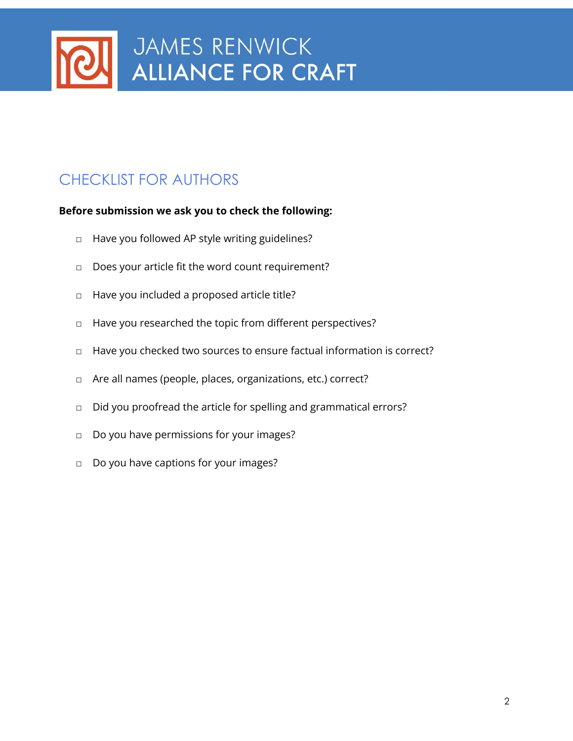# JAMES RENWICK ALLIANCE FOR CRAFT

## CHECKLIST FOR AUTHORS

**Before submission we ask you to check the following:**

- ◻ Have you followed AP style writing guidelines?
- ◻ Does your article fit the word count requirement?
- ◻ Have you included a proposed article title?
- ◻ Have you researched the topic from different perspectives?
- ◻ Have you checked two sources to ensure factual information is correct?
- ◻ Are all names (people, places, organizations, etc.) correct?
- ◻ Did you proofread the article for spelling and grammatical errors?
- ◻ Do you have permissions for your images?
- ◻ Do you have captions for your images?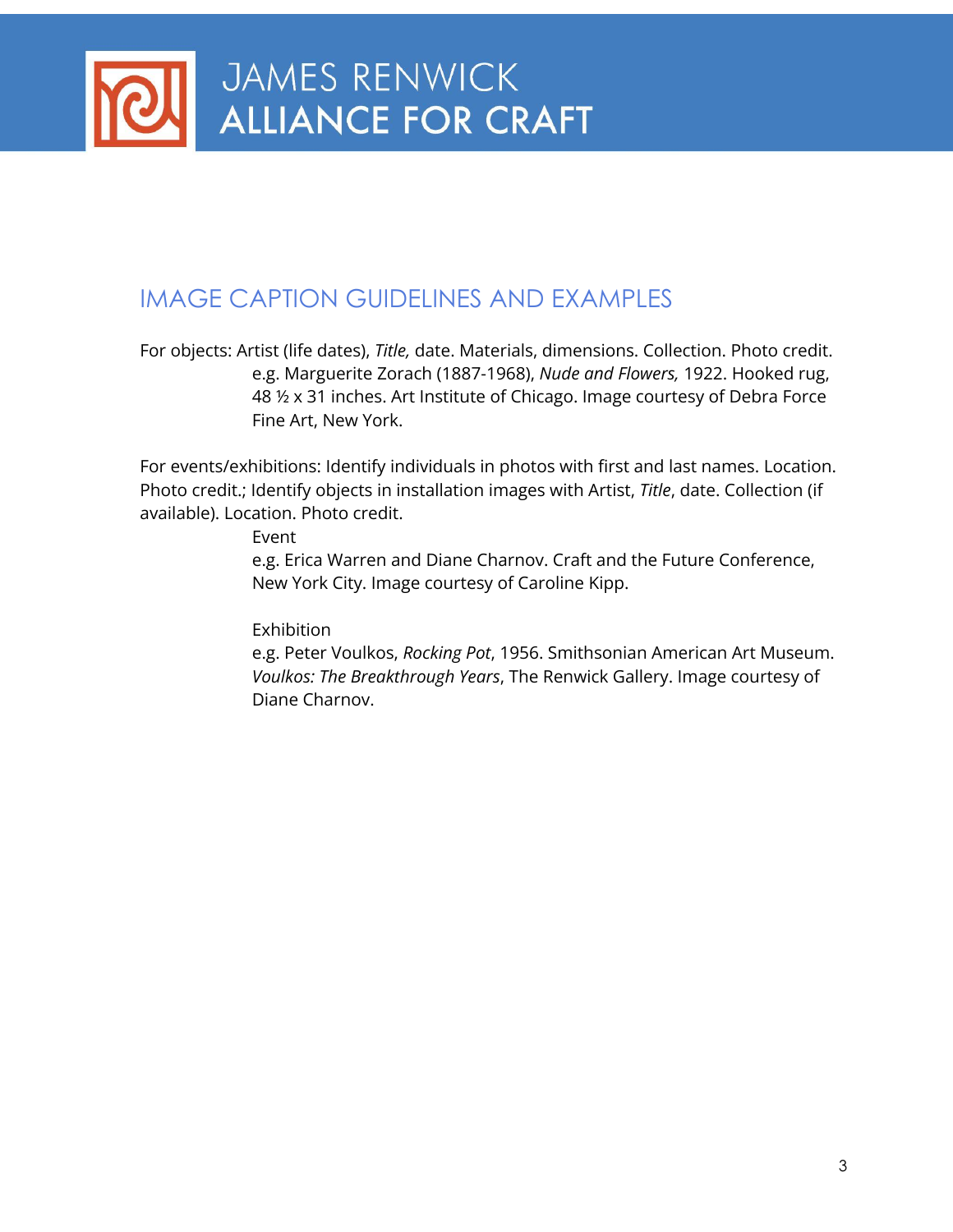## IMAGE CAPTION GUIDELINES AND EXAMPLES

For objects: Artist (life dates), *Title,* date. Materials, dimensions. Collection. Photo credit.

> e.g. Marguerite Zorach (1887-1968), *Nude and Flowers,* 1922. Hooked rug, 48 ½ x 31 inches. Art Institute of Chicago. Image courtesy of Debra Force Fine Art, New York.

For events/exhibitions: Identify individuals in photos with first and last names. Location. Photo credit.; Identify objects in installation images with Artist, *Title*, date. Collection (if available). Location. Photo credit.

> Event
>
> e.g. Erica Warren and Diane Charnov. Craft and the Future Conference, New York City. Image courtesy of Caroline Kipp.
>
> Exhibition
>
> e.g. Peter Voulkos, *Rocking Pot*, 1956. Smithsonian American Art Museum. *Voulkos: The Breakthrough Years*, The Renwick Gallery. Image courtesy of Diane Charnov.